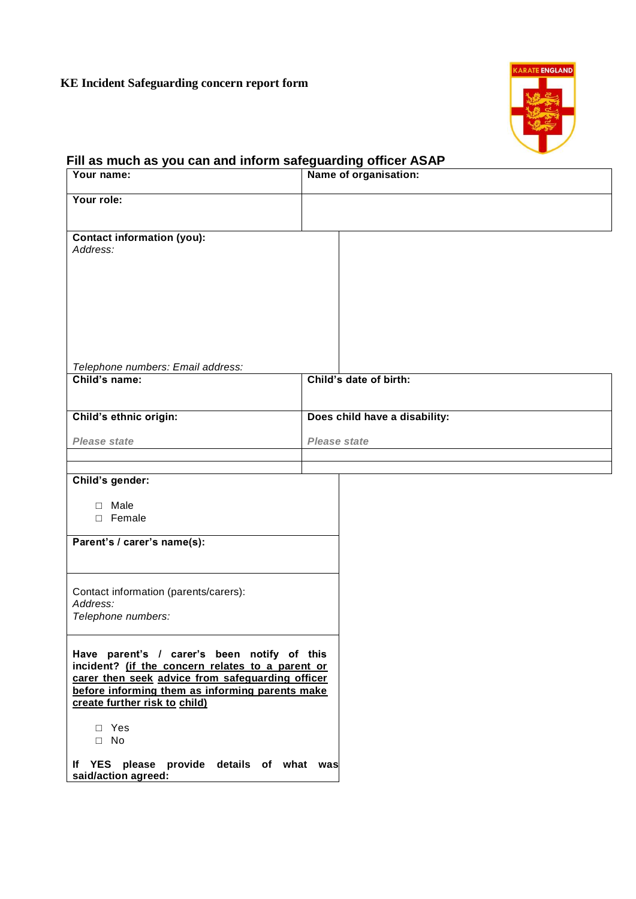**KE Incident Safeguarding concern report form**

## Fill as much as you can and inform safeguarding officer ASAP

| **Your name:** | **Name of organisation:** |
|---|---|
| **Your role:** | |
| **Contact information (you):**<br>*Address:*<br><br>*Telephone numbers: Email address:* | |
| **Child's name:** | **Child's date of birth:** |
| **Child's ethnic origin:**<br><br>***Please state*** | **Does child have a disability:**<br><br>***Please state*** |
| | |
| | |
| **Child's gender:**<br><br>□ Male<br>□ Female | |
| **Parent's / carer's name(s):** | |
| Contact information (parents/carers):<br>*Address:*<br>*Telephone numbers:* | |
| **Have parent's / carer's been notify of this incident? <u>(if the concern relates to a parent or carer then seek advice from safeguarding officer before informing them as informing parents make create further risk to child)</u>**<br><br>□ Yes<br>□ No<br><br>**If YES please provide details of what was said/action agreed:** | |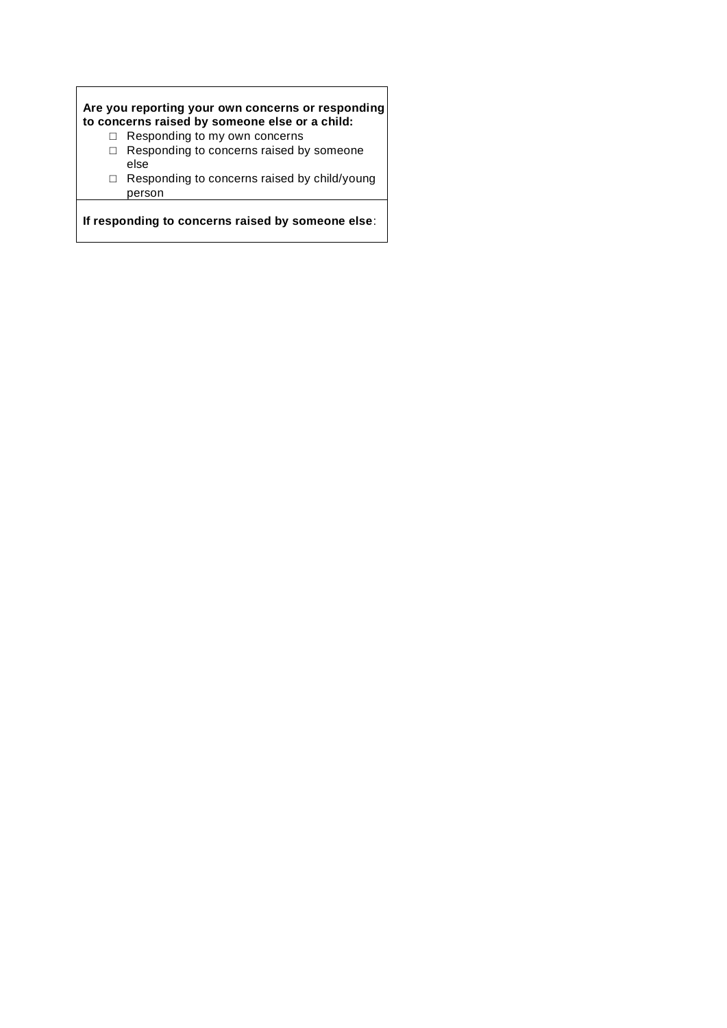| **Are you reporting your own concerns or responding to concerns raised by someone else or a child:**<br>☐ Responding to my own concerns<br>☐ Responding to concerns raised by someone else<br>☐ Responding to concerns raised by child/young person |
| --- |
| **If responding to concerns raised by someone else**: |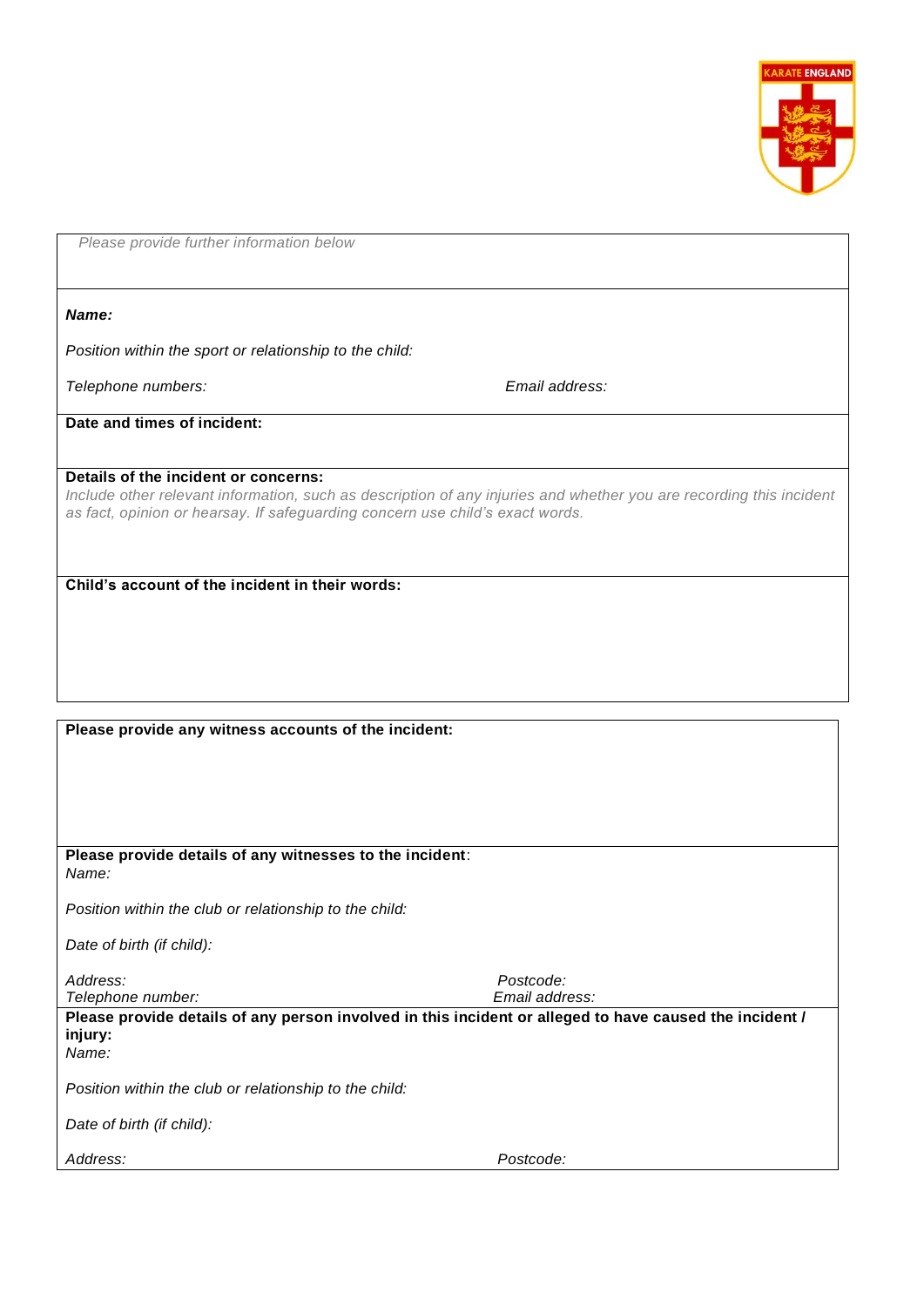*Please provide further information below*

***Name:***

*Position within the sport or relationship to the child:*

*Telephone numbers:*

*Email address:*

**Date and times of incident:**

**Details of the incident or concerns:**

*Include other relevant information, such as description of any injuries and whether you are recording this incident as fact, opinion or hearsay. If safeguarding concern use child's exact words.*

**Child's account of the incident in their words:**

**Please provide any witness accounts of the incident:**

**Please provide details of any witnesses to the incident**:

*Name:*

*Position within the club or relationship to the child:*

*Date of birth (if child):*

*Address:*

*Postcode:*

*Telephone number:*

*Email address:*

**Please provide details of any person involved in this incident or alleged to have caused the incident / injury:**

*Name:*

*Position within the club or relationship to the child:*

*Date of birth (if child):*

*Address:*

*Postcode:*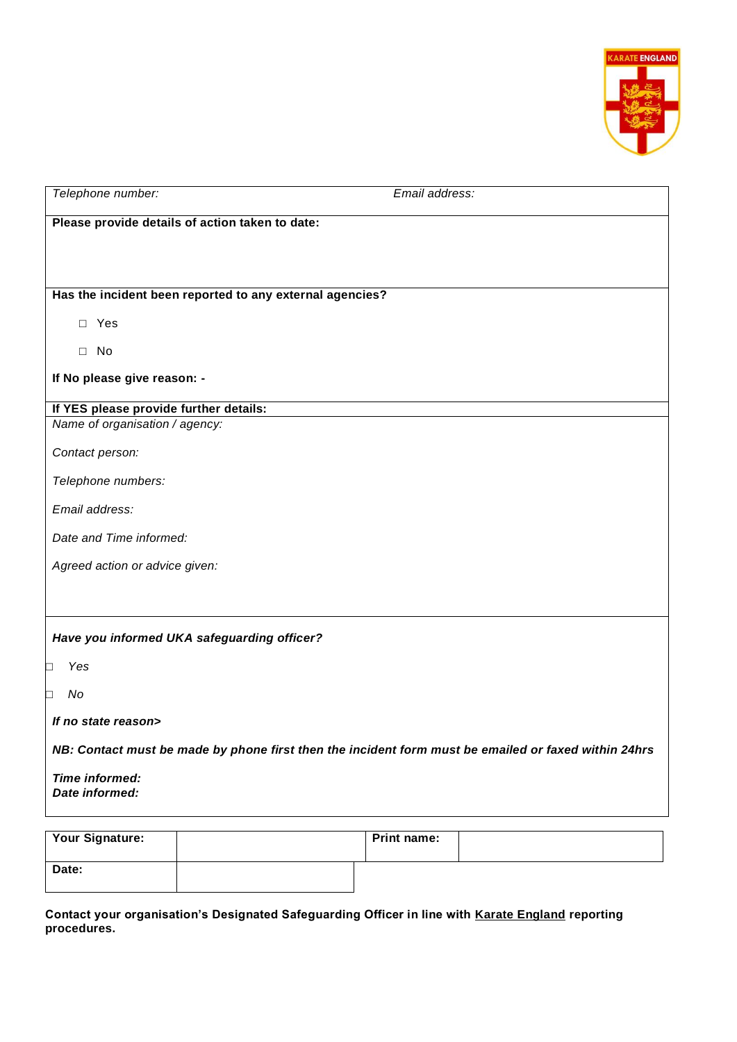| | |
|---|---|
| *Telephone number:* | *Email address:* |

**Please provide details of action taken to date:**

**Has the incident been reported to any external agencies?**

- ☐ Yes
- ☐ No

**If No please give reason: -**

**If YES please provide further details:**

*Name of organisation / agency:*

*Contact person:*

*Telephone numbers:*

*Email address:*

*Date and Time informed:*

*Agreed action or advice given:*

***Have you informed UKA safeguarding officer?***

- ☐ *Yes*
- ☐ *No*

***If no state reason>***

***NB: Contact must be made by phone first then the incident form must be emailed or faxed within 24hrs***

***Time informed:***
***Date informed:***

| | | | |
|---|---|---|---|
| **Your Signature:** | | **Print name:** | |
| **Date:** | | | |

**Contact your organisation's Designated Safeguarding Officer in line with Karate England reporting procedures.**